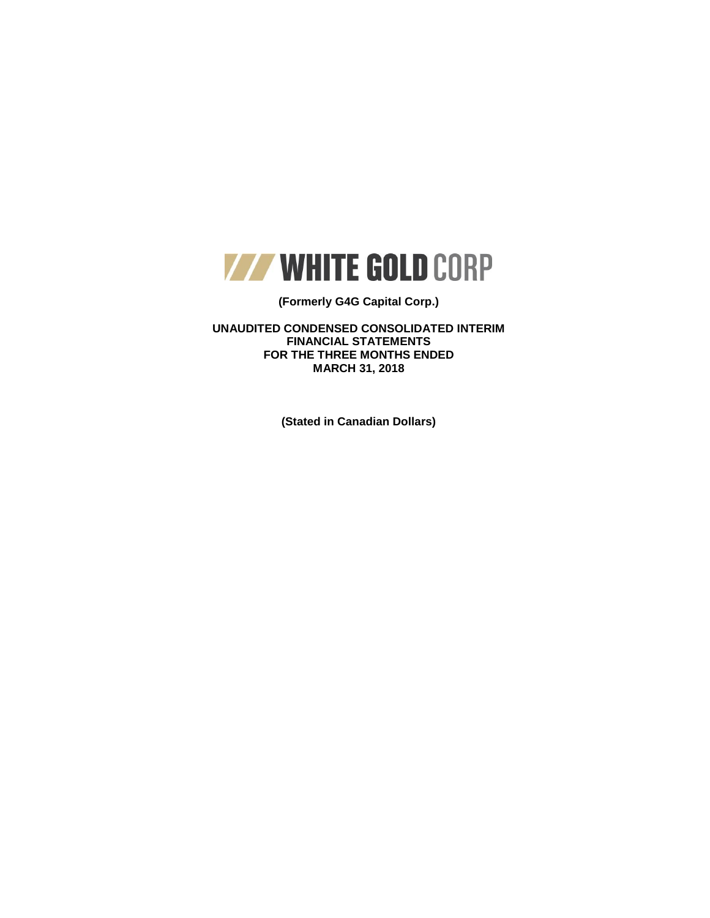# WHITE GOLD CORP

**(Formerly G4G Capital Corp.)**

**UNAUDITED CONDENSED CONSOLIDATED INTERIM FINANCIAL STATEMENTS FOR THE THREE MONTHS ENDED MARCH 31, 2018**

**(Stated in Canadian Dollars)**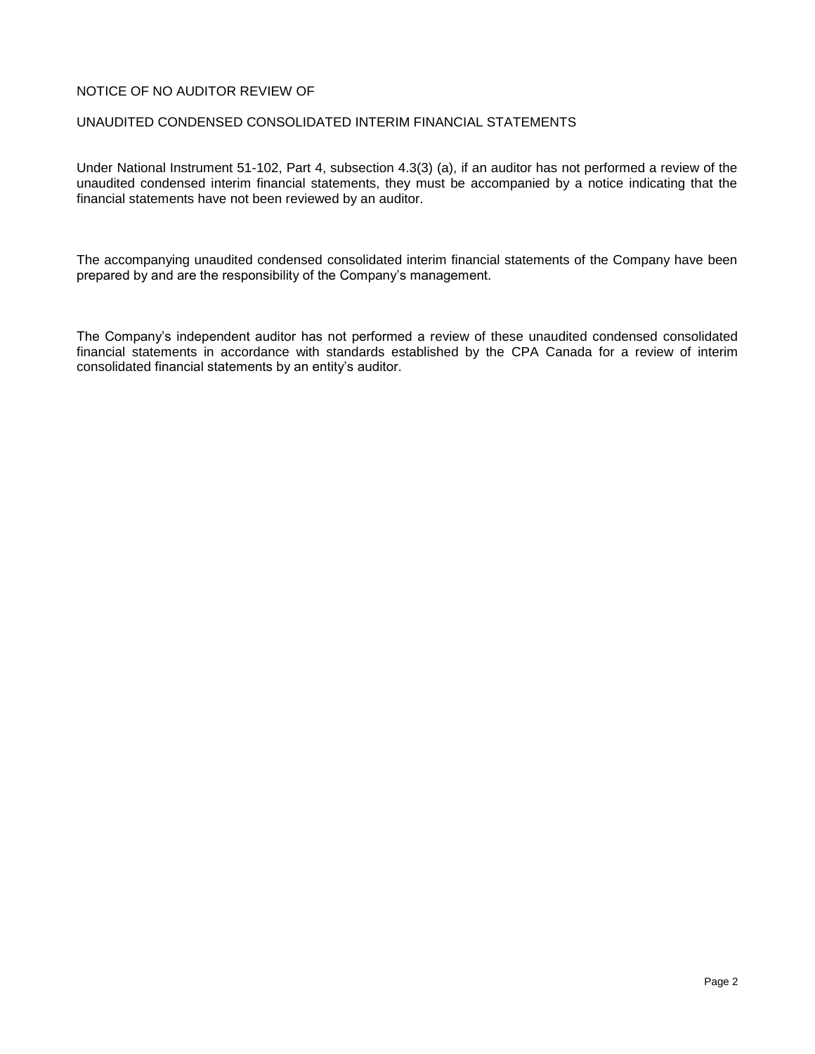# NOTICE OF NO AUDITOR REVIEW OF

# UNAUDITED CONDENSED CONSOLIDATED INTERIM FINANCIAL STATEMENTS

Under National Instrument 51-102, Part 4, subsection 4.3(3) (a), if an auditor has not performed a review of the unaudited condensed interim financial statements, they must be accompanied by a notice indicating that the financial statements have not been reviewed by an auditor.

The accompanying unaudited condensed consolidated interim financial statements of the Company have been prepared by and are the responsibility of the Company's management.

The Company's independent auditor has not performed a review of these unaudited condensed consolidated financial statements in accordance with standards established by the CPA Canada for a review of interim consolidated financial statements by an entity's auditor.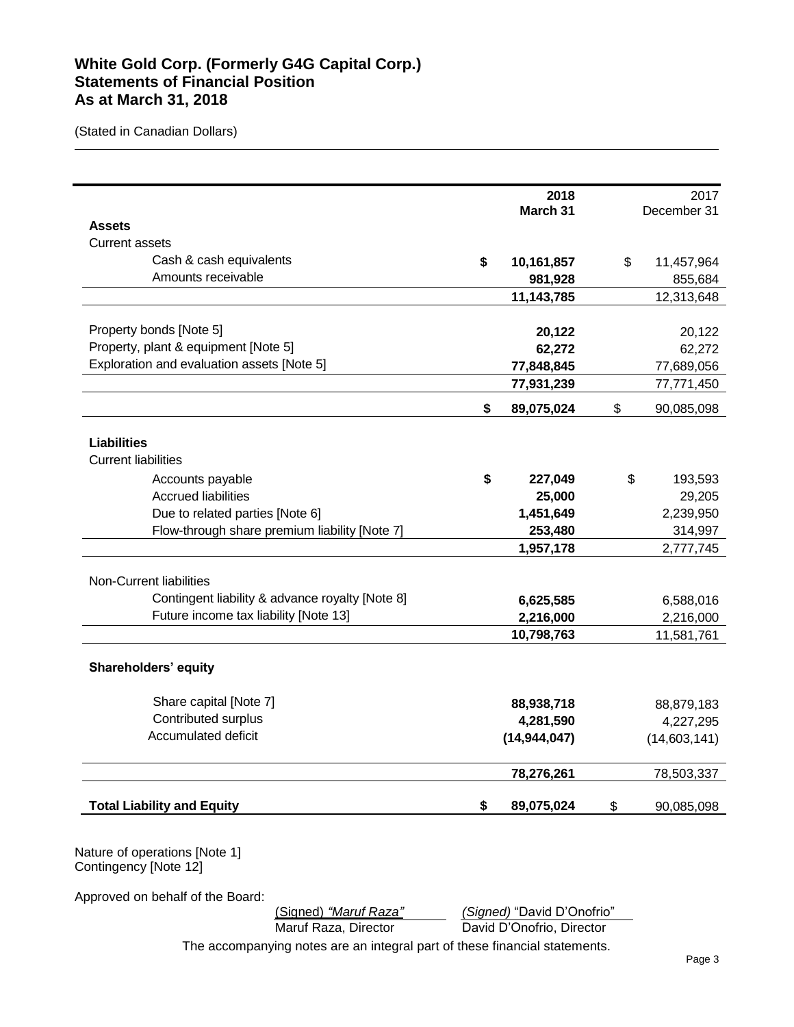# White Gold Corp. (Formerly G4G Capital Corp.)
## Statements of Financial Position
## As at March 31, 2018

(Stated in Canadian Dollars)

| | | 2018 March 31 | | 2017 December 31 |
|---|---|---|---|---|
| **Assets** | | | | |
| Current assets | | | | |
| Cash & cash equivalents | **$** | **10,161,857** | $ | 11,457,964 |
| Amounts receivable | | **981,928** | | 855,684 |
| | | **11,143,785** | | 12,313,648 |
| Property bonds [Note 5] | | **20,122** | | 20,122 |
| Property, plant & equipment [Note 5] | | **62,272** | | 62,272 |
| Exploration and evaluation assets [Note 5] | | **77,848,845** | | 77,689,056 |
| | | **77,931,239** | | 77,771,450 |
| | **$** | **89,075,024** | $ | 90,085,098 |
| **Liabilities** | | | | |
| Current liabilities | | | | |
| Accounts payable | **$** | **227,049** | $ | 193,593 |
| Accrued liabilities | | **25,000** | | 29,205 |
| Due to related parties [Note 6] | | **1,451,649** | | 2,239,950 |
| Flow-through share premium liability [Note 7] | | **253,480** | | 314,997 |
| | | **1,957,178** | | 2,777,745 |
| Non-Current liabilities | | | | |
| Contingent liability & advance royalty [Note 8] | | **6,625,585** | | 6,588,016 |
| Future income tax liability [Note 13] | | **2,216,000** | | 2,216,000 |
| | | **10,798,763** | | 11,581,761 |
| **Shareholders' equity** | | | | |
| Share capital [Note 7] | | **88,938,718** | | 88,879,183 |
| Contributed surplus | | **4,281,590** | | 4,227,295 |
| Accumulated deficit | | **(14,944,047)** | | (14,603,141) |
| | | **78,276,261** | | 78,503,337 |
| **Total Liability and Equity** | **$** | **89,075,024** | $ | 90,085,098 |

Nature of operations [Note 1]
Contingency [Note 12]

Approved on behalf of the Board:

(Signed) *"Maruf Raza"* — Maruf Raza, Director

*(Signed)* "David D'Onofrio" — David D'Onofrio, Director

The accompanying notes are an integral part of these financial statements.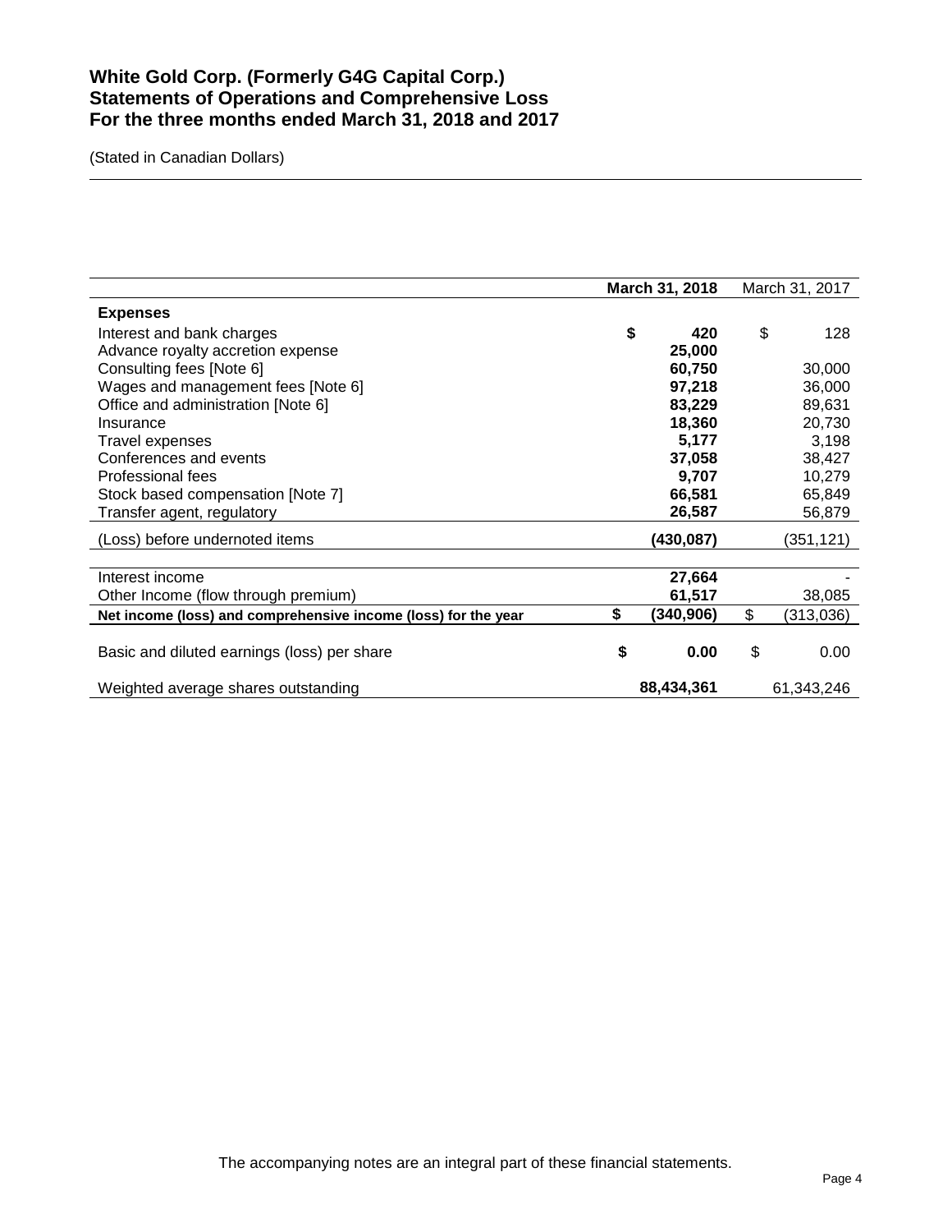# White Gold Corp. (Formerly G4G Capital Corp.)
# Statements of Operations and Comprehensive Loss
# For the three months ended March 31, 2018 and 2017

(Stated in Canadian Dollars)

| | March 31, 2018 | March 31, 2017 |
|---|---|---|
| **Expenses** | | |
| Interest and bank charges | $ 420 | $ 128 |
| Advance royalty accretion expense | 25,000 | |
| Consulting fees [Note 6] | 60,750 | 30,000 |
| Wages and management fees [Note 6] | 97,218 | 36,000 |
| Office and administration [Note 6] | 83,229 | 89,631 |
| Insurance | 18,360 | 20,730 |
| Travel expenses | 5,177 | 3,198 |
| Conferences and events | 37,058 | 38,427 |
| Professional fees | 9,707 | 10,279 |
| Stock based compensation [Note 7] | 66,581 | 65,849 |
| Transfer agent, regulatory | 26,587 | 56,879 |
| (Loss) before undernoted items | (430,087) | (351,121) |
| Interest income | 27,664 | - |
| Other Income (flow through premium) | 61,517 | 38,085 |
| **Net income (loss) and comprehensive income (loss) for the year** | $ (340,906) | $ (313,036) |
| Basic and diluted earnings (loss) per share | $ 0.00 | $ 0.00 |
| Weighted average shares outstanding | 88,434,361 | 61,343,246 |

The accompanying notes are an integral part of these financial statements.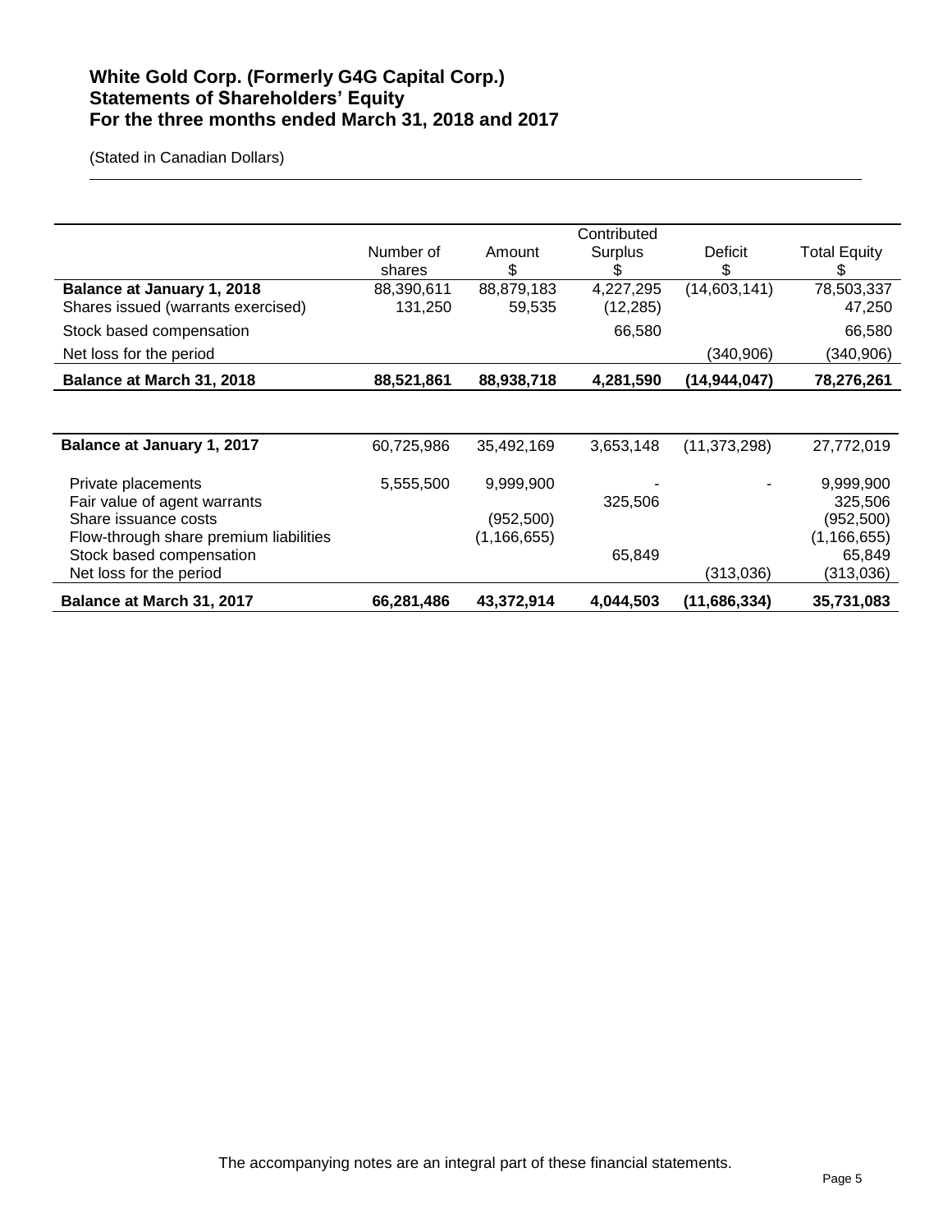# White Gold Corp. (Formerly G4G Capital Corp.)
# Statements of Shareholders' Equity
# For the three months ended March 31, 2018 and 2017

(Stated in Canadian Dollars)

| | Number of shares | Amount $ | Contributed Surplus $ | Deficit $ | Total Equity $ |
|---|---|---|---|---|---|
| **Balance at January 1, 2018** | 88,390,611 | 88,879,183 | 4,227,295 | (14,603,141) | 78,503,337 |
| Shares issued (warrants exercised) | 131,250 | 59,535 | (12,285) | | 47,250 |
| Stock based compensation | | | 66,580 | | 66,580 |
| Net loss for the period | | | | (340,906) | (340,906) |
| **Balance at March 31, 2018** | **88,521,861** | **88,938,718** | **4,281,590** | **(14,944,047)** | **78,276,261** |

| | Number of shares | Amount $ | Contributed Surplus $ | Deficit $ | Total Equity $ |
|---|---|---|---|---|---|
| **Balance at January 1, 2017** | 60,725,986 | 35,492,169 | 3,653,148 | (11,373,298) | 27,772,019 |
| Private placements | 5,555,500 | 9,999,900 | - | - | 9,999,900 |
| Fair value of agent warrants | | | 325,506 | | 325,506 |
| Share issuance costs | | (952,500) | | | (952,500) |
| Flow-through share premium liabilities | | (1,166,655) | | | (1,166,655) |
| Stock based compensation | | | 65,849 | | 65,849 |
| Net loss for the period | | | | (313,036) | (313,036) |
| **Balance at March 31, 2017** | **66,281,486** | **43,372,914** | **4,044,503** | **(11,686,334)** | **35,731,083** |

The accompanying notes are an integral part of these financial statements.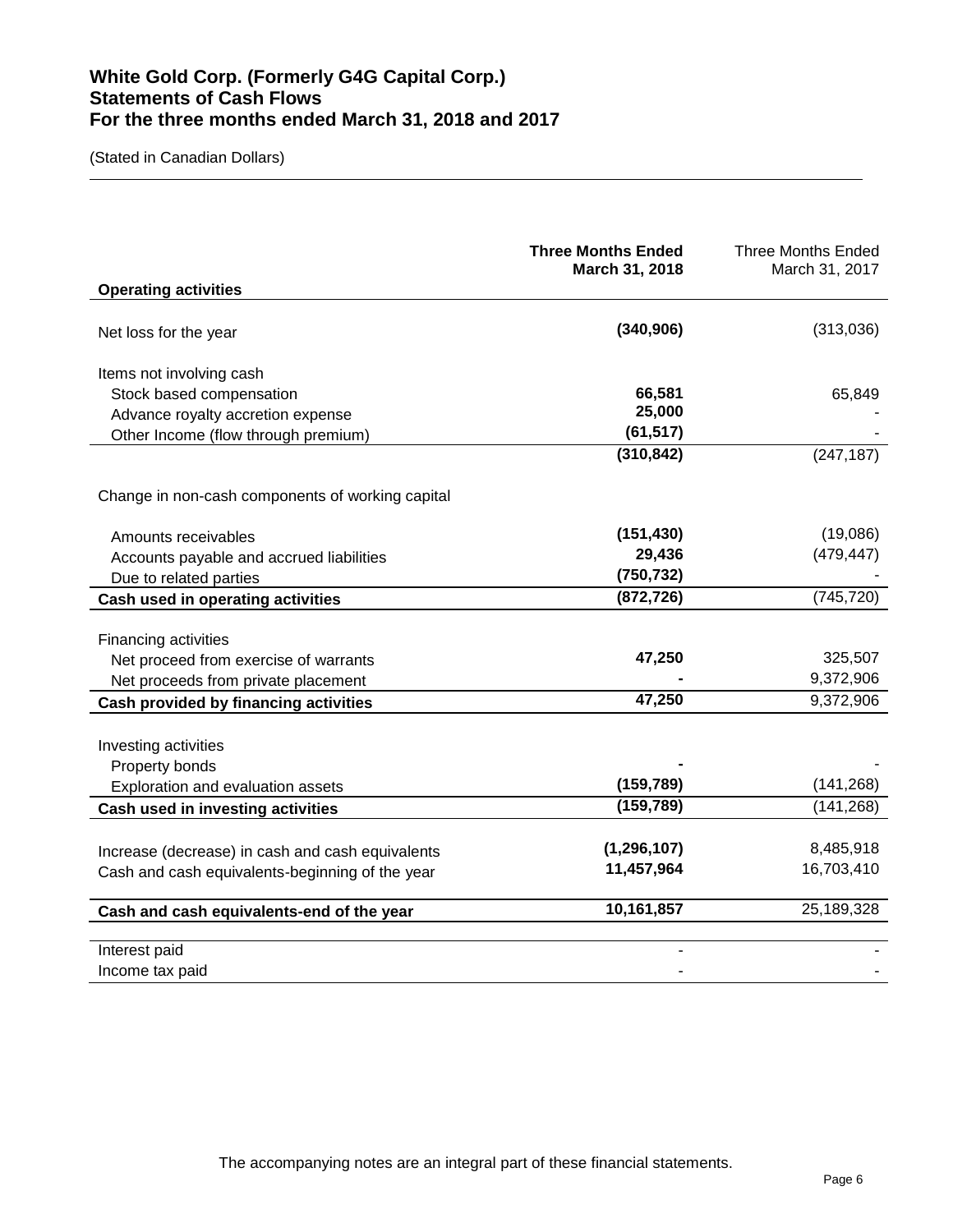# White Gold Corp. (Formerly G4G Capital Corp.)
## Statements of Cash Flows
## For the three months ended March 31, 2018 and 2017

(Stated in Canadian Dollars)

| | **Three Months Ended March 31, 2018** | Three Months Ended March 31, 2017 |
|---|---|---|
| **Operating activities** | | |
| Net loss for the year | **(340,906)** | (313,036) |
| Items not involving cash | | |
| Stock based compensation | **66,581** | 65,849 |
| Advance royalty accretion expense | **25,000** | - |
| Other Income (flow through premium) | **(61,517)** | - |
| | **(310,842)** | (247,187) |
| Change in non-cash components of working capital | | |
| Amounts receivables | **(151,430)** | (19,086) |
| Accounts payable and accrued liabilities | **29,436** | (479,447) |
| Due to related parties | **(750,732)** | - |
| **Cash used in operating activities** | **(872,726)** | (745,720) |
| Financing activities | | |
| Net proceed from exercise of warrants | **47,250** | 325,507 |
| Net proceeds from private placement | **-** | 9,372,906 |
| **Cash provided by financing activities** | **47,250** | 9,372,906 |
| Investing activities | | |
| Property bonds | **-** | - |
| Exploration and evaluation assets | **(159,789)** | (141,268) |
| **Cash used in investing activities** | **(159,789)** | (141,268) |
| Increase (decrease) in cash and cash equivalents | **(1,296,107)** | 8,485,918 |
| Cash and cash equivalents-beginning of the year | **11,457,964** | 16,703,410 |
| **Cash and cash equivalents-end of the year** | **10,161,857** | 25,189,328 |
| Interest paid | - | - |
| Income tax paid | - | - |

The accompanying notes are an integral part of these financial statements.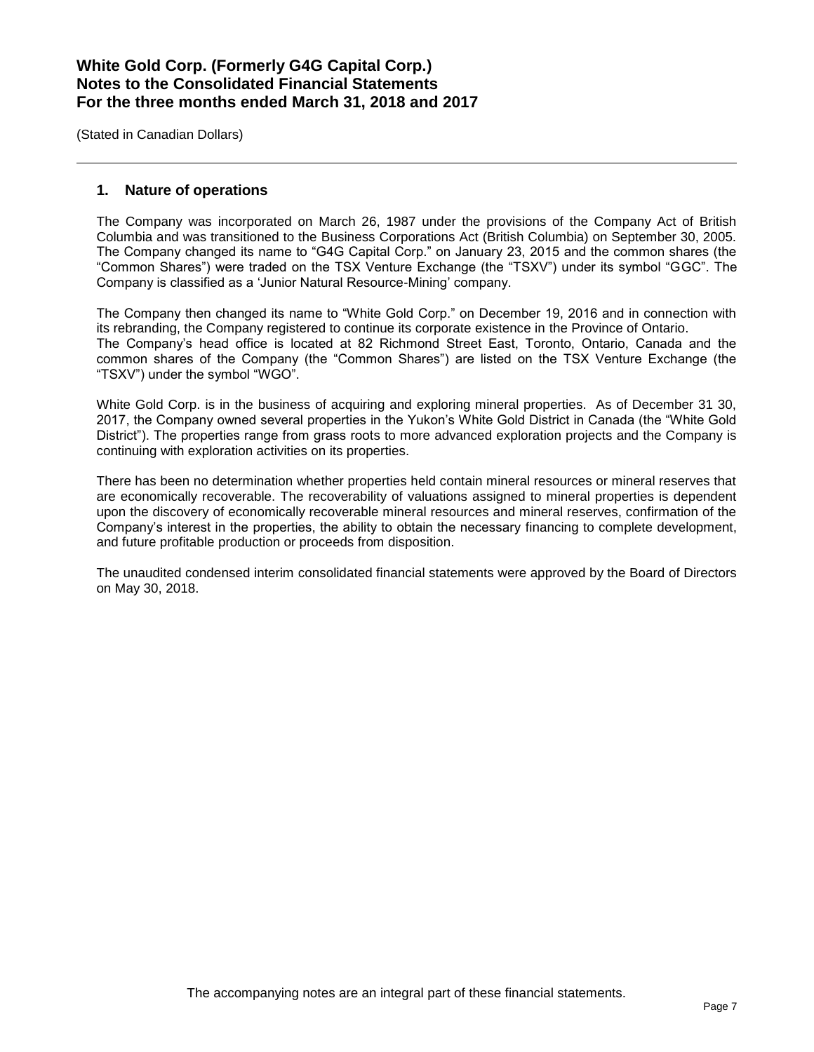## 1. Nature of operations

The Company was incorporated on March 26, 1987 under the provisions of the Company Act of British Columbia and was transitioned to the Business Corporations Act (British Columbia) on September 30, 2005. The Company changed its name to "G4G Capital Corp." on January 23, 2015 and the common shares (the "Common Shares") were traded on the TSX Venture Exchange (the "TSXV") under its symbol "GGC". The Company is classified as a 'Junior Natural Resource-Mining' company.

The Company then changed its name to "White Gold Corp." on December 19, 2016 and in connection with its rebranding, the Company registered to continue its corporate existence in the Province of Ontario. The Company's head office is located at 82 Richmond Street East, Toronto, Ontario, Canada and the common shares of the Company (the "Common Shares") are listed on the TSX Venture Exchange (the "TSXV") under the symbol "WGO".

White Gold Corp. is in the business of acquiring and exploring mineral properties. As of December 31 30, 2017, the Company owned several properties in the Yukon's White Gold District in Canada (the "White Gold District"). The properties range from grass roots to more advanced exploration projects and the Company is continuing with exploration activities on its properties.

There has been no determination whether properties held contain mineral resources or mineral reserves that are economically recoverable. The recoverability of valuations assigned to mineral properties is dependent upon the discovery of economically recoverable mineral resources and mineral reserves, confirmation of the Company's interest in the properties, the ability to obtain the necessary financing to complete development, and future profitable production or proceeds from disposition.

The unaudited condensed interim consolidated financial statements were approved by the Board of Directors on May 30, 2018.

The accompanying notes are an integral part of these financial statements.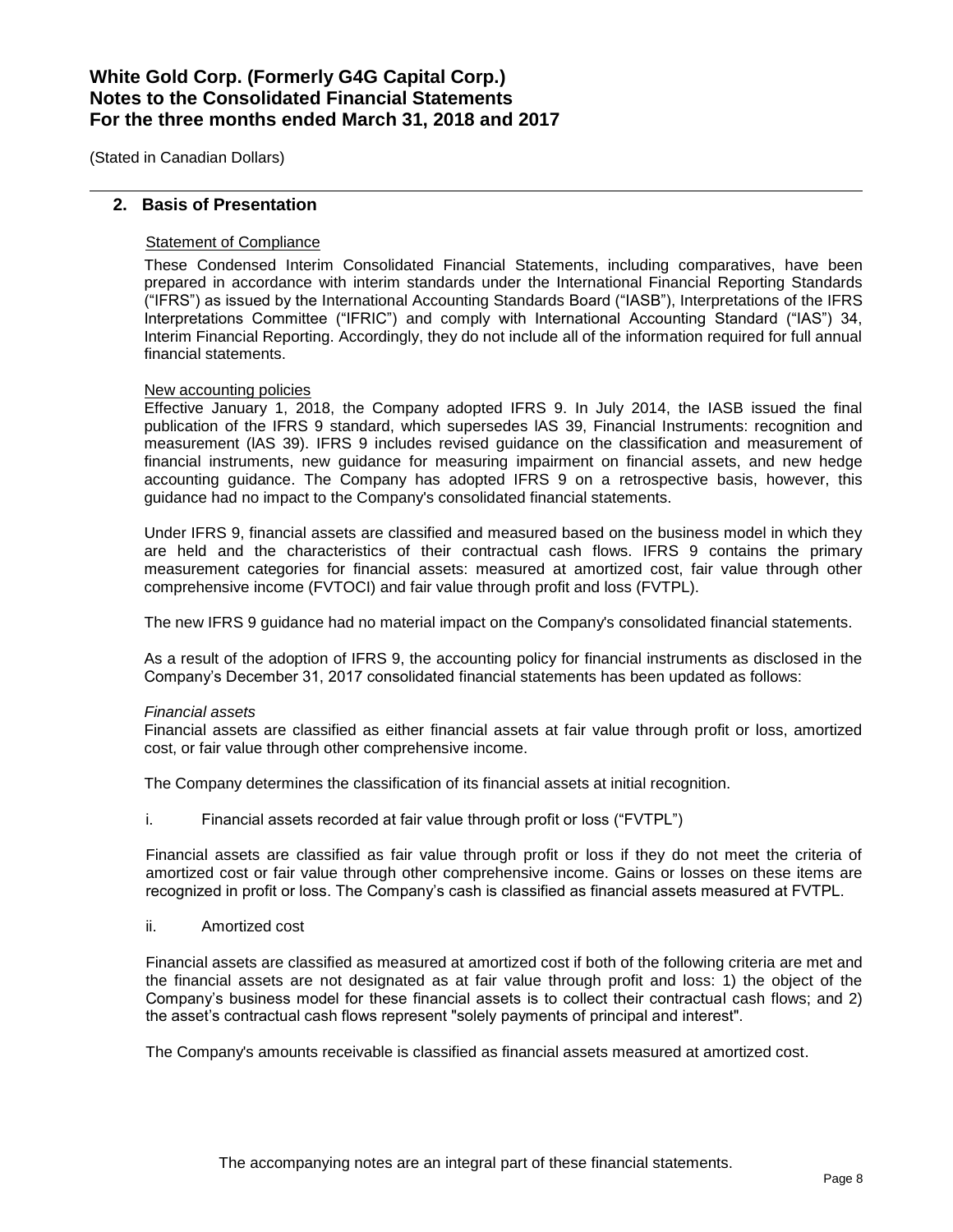## 2. Basis of Presentation

Statement of Compliance

These Condensed Interim Consolidated Financial Statements, including comparatives, have been prepared in accordance with interim standards under the International Financial Reporting Standards ("IFRS") as issued by the International Accounting Standards Board ("IASB"), Interpretations of the IFRS Interpretations Committee ("IFRIC") and comply with International Accounting Standard ("IAS") 34, Interim Financial Reporting. Accordingly, they do not include all of the information required for full annual financial statements.

New accounting policies

Effective January 1, 2018, the Company adopted IFRS 9. In July 2014, the IASB issued the final publication of the IFRS 9 standard, which supersedes lAS 39, Financial Instruments: recognition and measurement (lAS 39). IFRS 9 includes revised guidance on the classification and measurement of financial instruments, new guidance for measuring impairment on financial assets, and new hedge accounting guidance. The Company has adopted IFRS 9 on a retrospective basis, however, this guidance had no impact to the Company's consolidated financial statements.

Under IFRS 9, financial assets are classified and measured based on the business model in which they are held and the characteristics of their contractual cash flows. IFRS 9 contains the primary measurement categories for financial assets: measured at amortized cost, fair value through other comprehensive income (FVTOCI) and fair value through profit and loss (FVTPL).

The new IFRS 9 guidance had no material impact on the Company's consolidated financial statements.

As a result of the adoption of IFRS 9, the accounting policy for financial instruments as disclosed in the Company's December 31, 2017 consolidated financial statements has been updated as follows:

*Financial assets*

Financial assets are classified as either financial assets at fair value through profit or loss, amortized cost, or fair value through other comprehensive income.

The Company determines the classification of its financial assets at initial recognition.

i. Financial assets recorded at fair value through profit or loss ("FVTPL")

Financial assets are classified as fair value through profit or loss if they do not meet the criteria of amortized cost or fair value through other comprehensive income. Gains or losses on these items are recognized in profit or loss. The Company's cash is classified as financial assets measured at FVTPL.

ii. Amortized cost

Financial assets are classified as measured at amortized cost if both of the following criteria are met and the financial assets are not designated as at fair value through profit and loss: 1) the object of the Company's business model for these financial assets is to collect their contractual cash flows; and 2) the asset's contractual cash flows represent "solely payments of principal and interest".

The Company's amounts receivable is classified as financial assets measured at amortized cost.

The accompanying notes are an integral part of these financial statements.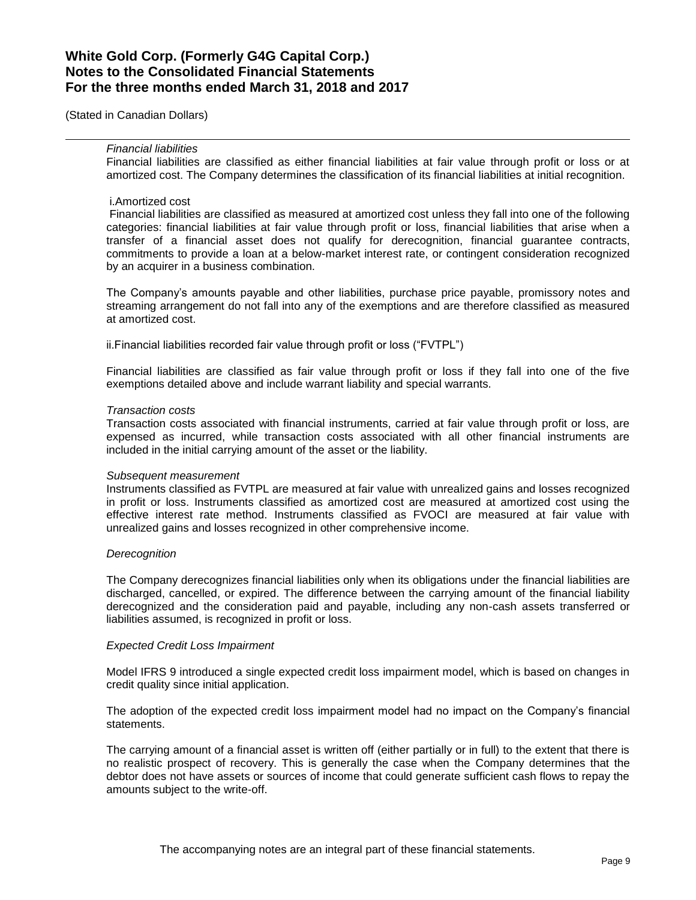*Financial liabilities*

Financial liabilities are classified as either financial liabilities at fair value through profit or loss or at amortized cost. The Company determines the classification of its financial liabilities at initial recognition.

i.Amortized cost

Financial liabilities are classified as measured at amortized cost unless they fall into one of the following categories: financial liabilities at fair value through profit or loss, financial liabilities that arise when a transfer of a financial asset does not qualify for derecognition, financial guarantee contracts, commitments to provide a loan at a below-market interest rate, or contingent consideration recognized by an acquirer in a business combination.

The Company's amounts payable and other liabilities, purchase price payable, promissory notes and streaming arrangement do not fall into any of the exemptions and are therefore classified as measured at amortized cost.

ii.Financial liabilities recorded fair value through profit or loss ("FVTPL")

Financial liabilities are classified as fair value through profit or loss if they fall into one of the five exemptions detailed above and include warrant liability and special warrants.

*Transaction costs*

Transaction costs associated with financial instruments, carried at fair value through profit or loss, are expensed as incurred, while transaction costs associated with all other financial instruments are included in the initial carrying amount of the asset or the liability.

*Subsequent measurement*

Instruments classified as FVTPL are measured at fair value with unrealized gains and losses recognized in profit or loss. Instruments classified as amortized cost are measured at amortized cost using the effective interest rate method. Instruments classified as FVOCI are measured at fair value with unrealized gains and losses recognized in other comprehensive income.

*Derecognition*

The Company derecognizes financial liabilities only when its obligations under the financial liabilities are discharged, cancelled, or expired. The difference between the carrying amount of the financial liability derecognized and the consideration paid and payable, including any non-cash assets transferred or liabilities assumed, is recognized in profit or loss.

*Expected Credit Loss Impairment*

Model IFRS 9 introduced a single expected credit loss impairment model, which is based on changes in credit quality since initial application.

The adoption of the expected credit loss impairment model had no impact on the Company's financial statements.

The carrying amount of a financial asset is written off (either partially or in full) to the extent that there is no realistic prospect of recovery. This is generally the case when the Company determines that the debtor does not have assets or sources of income that could generate sufficient cash flows to repay the amounts subject to the write-off.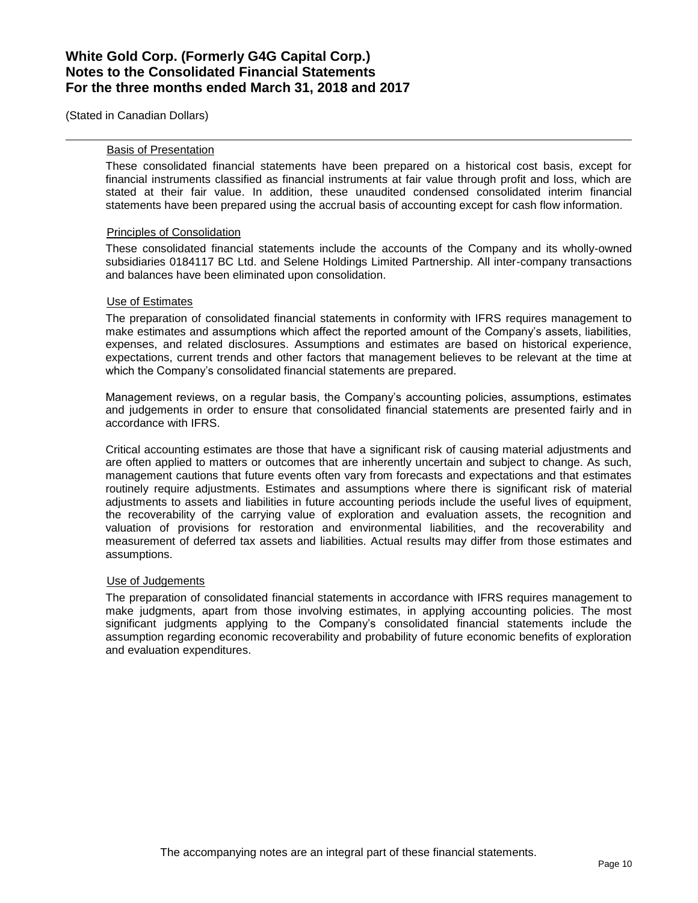# White Gold Corp. (Formerly G4G Capital Corp.)
# Notes to the Consolidated Financial Statements
# For the three months ended March 31, 2018 and 2017

(Stated in Canadian Dollars)

### Basis of Presentation

These consolidated financial statements have been prepared on a historical cost basis, except for financial instruments classified as financial instruments at fair value through profit and loss, which are stated at their fair value. In addition, these unaudited condensed consolidated interim financial statements have been prepared using the accrual basis of accounting except for cash flow information.

### Principles of Consolidation

These consolidated financial statements include the accounts of the Company and its wholly-owned subsidiaries 0184117 BC Ltd. and Selene Holdings Limited Partnership. All inter-company transactions and balances have been eliminated upon consolidation.

### Use of Estimates

The preparation of consolidated financial statements in conformity with IFRS requires management to make estimates and assumptions which affect the reported amount of the Company's assets, liabilities, expenses, and related disclosures. Assumptions and estimates are based on historical experience, expectations, current trends and other factors that management believes to be relevant at the time at which the Company's consolidated financial statements are prepared.

Management reviews, on a regular basis, the Company's accounting policies, assumptions, estimates and judgements in order to ensure that consolidated financial statements are presented fairly and in accordance with IFRS.

Critical accounting estimates are those that have a significant risk of causing material adjustments and are often applied to matters or outcomes that are inherently uncertain and subject to change. As such, management cautions that future events often vary from forecasts and expectations and that estimates routinely require adjustments. Estimates and assumptions where there is significant risk of material adjustments to assets and liabilities in future accounting periods include the useful lives of equipment, the recoverability of the carrying value of exploration and evaluation assets, the recognition and valuation of provisions for restoration and environmental liabilities, and the recoverability and measurement of deferred tax assets and liabilities. Actual results may differ from those estimates and assumptions.

### Use of Judgements

The preparation of consolidated financial statements in accordance with IFRS requires management to make judgments, apart from those involving estimates, in applying accounting policies. The most significant judgments applying to the Company's consolidated financial statements include the assumption regarding economic recoverability and probability of future economic benefits of exploration and evaluation expenditures.

The accompanying notes are an integral part of these financial statements.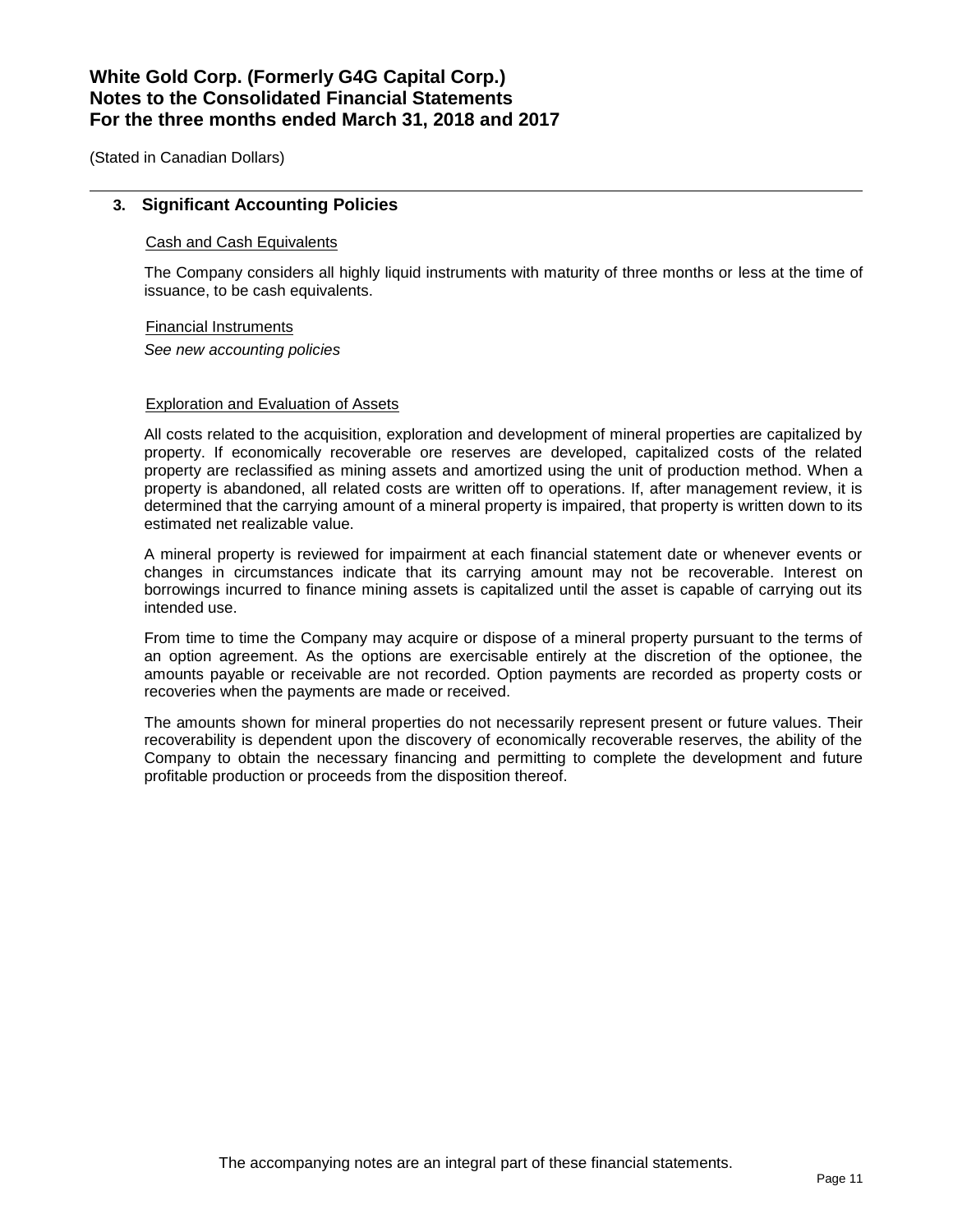## 3. Significant Accounting Policies

Cash and Cash Equivalents

The Company considers all highly liquid instruments with maturity of three months or less at the time of issuance, to be cash equivalents.

Financial Instruments

*See new accounting policies*

Exploration and Evaluation of Assets

All costs related to the acquisition, exploration and development of mineral properties are capitalized by property. If economically recoverable ore reserves are developed, capitalized costs of the related property are reclassified as mining assets and amortized using the unit of production method. When a property is abandoned, all related costs are written off to operations. If, after management review, it is determined that the carrying amount of a mineral property is impaired, that property is written down to its estimated net realizable value.

A mineral property is reviewed for impairment at each financial statement date or whenever events or changes in circumstances indicate that its carrying amount may not be recoverable. Interest on borrowings incurred to finance mining assets is capitalized until the asset is capable of carrying out its intended use.

From time to time the Company may acquire or dispose of a mineral property pursuant to the terms of an option agreement. As the options are exercisable entirely at the discretion of the optionee, the amounts payable or receivable are not recorded. Option payments are recorded as property costs or recoveries when the payments are made or received.

The amounts shown for mineral properties do not necessarily represent present or future values. Their recoverability is dependent upon the discovery of economically recoverable reserves, the ability of the Company to obtain the necessary financing and permitting to complete the development and future profitable production or proceeds from the disposition thereof.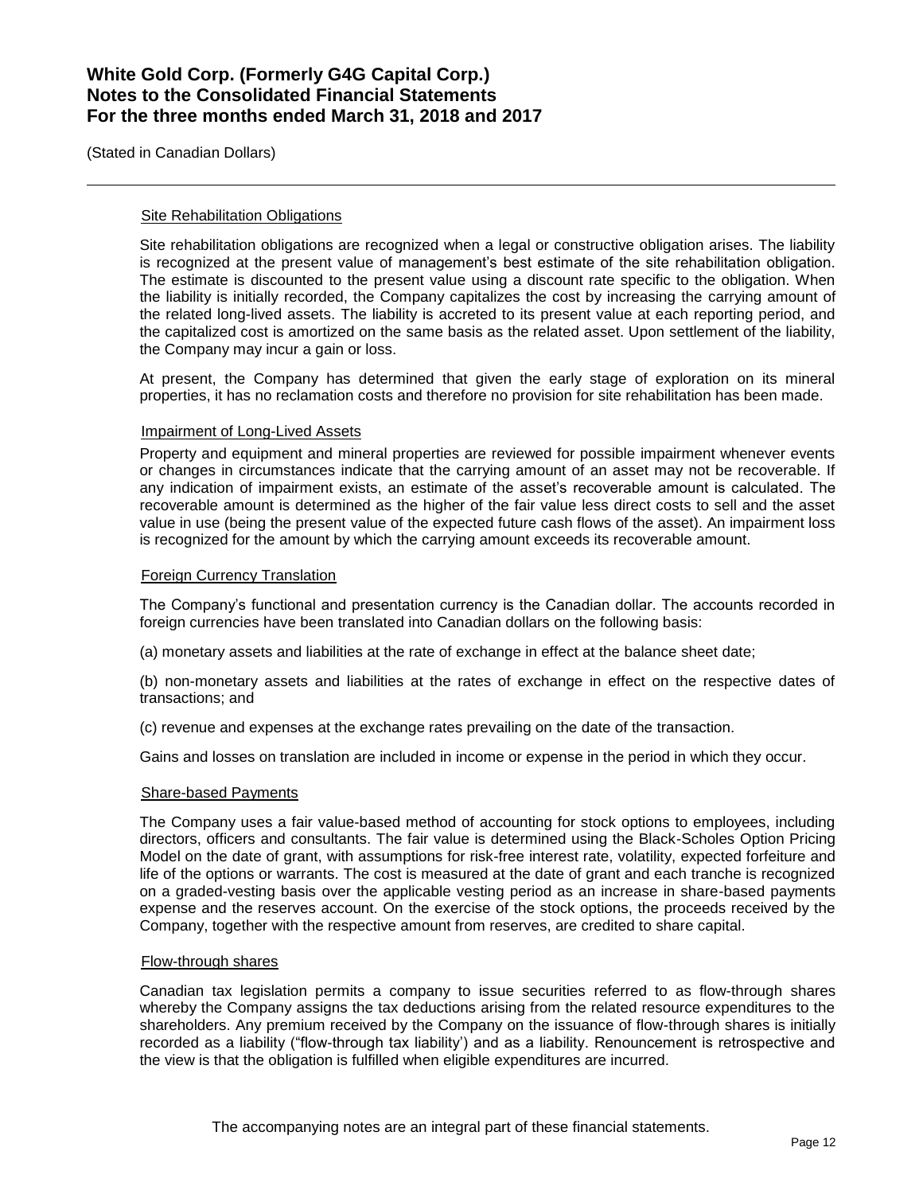#### Site Rehabilitation Obligations

Site rehabilitation obligations are recognized when a legal or constructive obligation arises. The liability is recognized at the present value of management's best estimate of the site rehabilitation obligation. The estimate is discounted to the present value using a discount rate specific to the obligation. When the liability is initially recorded, the Company capitalizes the cost by increasing the carrying amount of the related long-lived assets. The liability is accreted to its present value at each reporting period, and the capitalized cost is amortized on the same basis as the related asset. Upon settlement of the liability, the Company may incur a gain or loss.

At present, the Company has determined that given the early stage of exploration on its mineral properties, it has no reclamation costs and therefore no provision for site rehabilitation has been made.

#### Impairment of Long-Lived Assets

Property and equipment and mineral properties are reviewed for possible impairment whenever events or changes in circumstances indicate that the carrying amount of an asset may not be recoverable. If any indication of impairment exists, an estimate of the asset's recoverable amount is calculated. The recoverable amount is determined as the higher of the fair value less direct costs to sell and the asset value in use (being the present value of the expected future cash flows of the asset). An impairment loss is recognized for the amount by which the carrying amount exceeds its recoverable amount.

#### Foreign Currency Translation

The Company's functional and presentation currency is the Canadian dollar. The accounts recorded in foreign currencies have been translated into Canadian dollars on the following basis:

(a) monetary assets and liabilities at the rate of exchange in effect at the balance sheet date;

(b) non-monetary assets and liabilities at the rates of exchange in effect on the respective dates of transactions; and

(c) revenue and expenses at the exchange rates prevailing on the date of the transaction.

Gains and losses on translation are included in income or expense in the period in which they occur.

#### Share-based Payments

The Company uses a fair value-based method of accounting for stock options to employees, including directors, officers and consultants. The fair value is determined using the Black-Scholes Option Pricing Model on the date of grant, with assumptions for risk-free interest rate, volatility, expected forfeiture and life of the options or warrants. The cost is measured at the date of grant and each tranche is recognized on a graded-vesting basis over the applicable vesting period as an increase in share-based payments expense and the reserves account. On the exercise of the stock options, the proceeds received by the Company, together with the respective amount from reserves, are credited to share capital.

#### Flow-through shares

Canadian tax legislation permits a company to issue securities referred to as flow-through shares whereby the Company assigns the tax deductions arising from the related resource expenditures to the shareholders. Any premium received by the Company on the issuance of flow-through shares is initially recorded as a liability ("flow-through tax liability') and as a liability. Renouncement is retrospective and the view is that the obligation is fulfilled when eligible expenditures are incurred.

The accompanying notes are an integral part of these financial statements.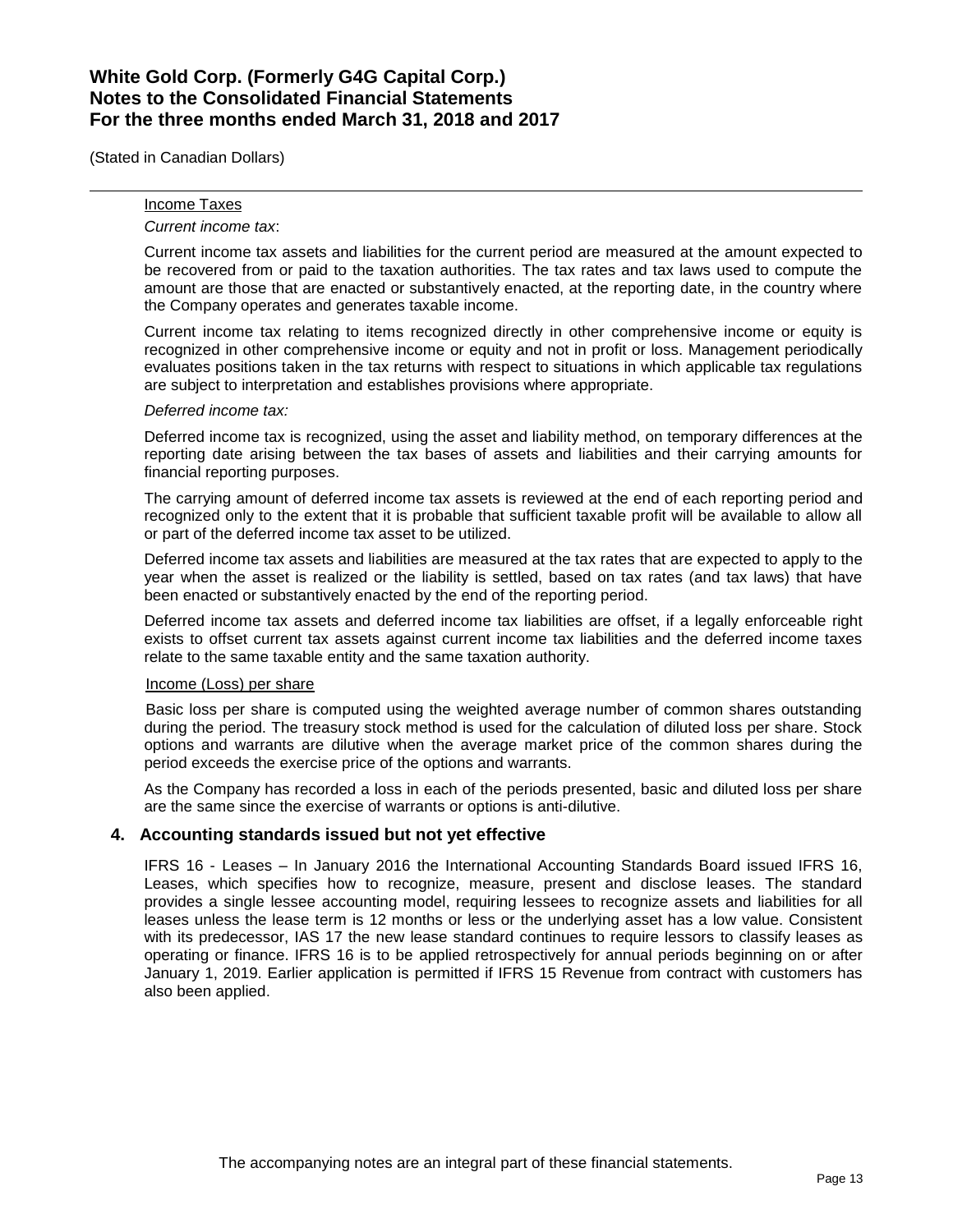Income Taxes

*Current income tax*:

Current income tax assets and liabilities for the current period are measured at the amount expected to be recovered from or paid to the taxation authorities. The tax rates and tax laws used to compute the amount are those that are enacted or substantively enacted, at the reporting date, in the country where the Company operates and generates taxable income.

Current income tax relating to items recognized directly in other comprehensive income or equity is recognized in other comprehensive income or equity and not in profit or loss. Management periodically evaluates positions taken in the tax returns with respect to situations in which applicable tax regulations are subject to interpretation and establishes provisions where appropriate.

*Deferred income tax:*

Deferred income tax is recognized, using the asset and liability method, on temporary differences at the reporting date arising between the tax bases of assets and liabilities and their carrying amounts for financial reporting purposes.

The carrying amount of deferred income tax assets is reviewed at the end of each reporting period and recognized only to the extent that it is probable that sufficient taxable profit will be available to allow all or part of the deferred income tax asset to be utilized.

Deferred income tax assets and liabilities are measured at the tax rates that are expected to apply to the year when the asset is realized or the liability is settled, based on tax rates (and tax laws) that have been enacted or substantively enacted by the end of the reporting period.

Deferred income tax assets and deferred income tax liabilities are offset, if a legally enforceable right exists to offset current tax assets against current income tax liabilities and the deferred income taxes relate to the same taxable entity and the same taxation authority.

Income (Loss) per share

Basic loss per share is computed using the weighted average number of common shares outstanding during the period. The treasury stock method is used for the calculation of diluted loss per share. Stock options and warrants are dilutive when the average market price of the common shares during the period exceeds the exercise price of the options and warrants.

As the Company has recorded a loss in each of the periods presented, basic and diluted loss per share are the same since the exercise of warrants or options is anti-dilutive.

## 4. Accounting standards issued but not yet effective

IFRS 16 - Leases – In January 2016 the International Accounting Standards Board issued IFRS 16, Leases, which specifies how to recognize, measure, present and disclose leases. The standard provides a single lessee accounting model, requiring lessees to recognize assets and liabilities for all leases unless the lease term is 12 months or less or the underlying asset has a low value. Consistent with its predecessor, IAS 17 the new lease standard continues to require lessors to classify leases as operating or finance. IFRS 16 is to be applied retrospectively for annual periods beginning on or after January 1, 2019. Earlier application is permitted if IFRS 15 Revenue from contract with customers has also been applied.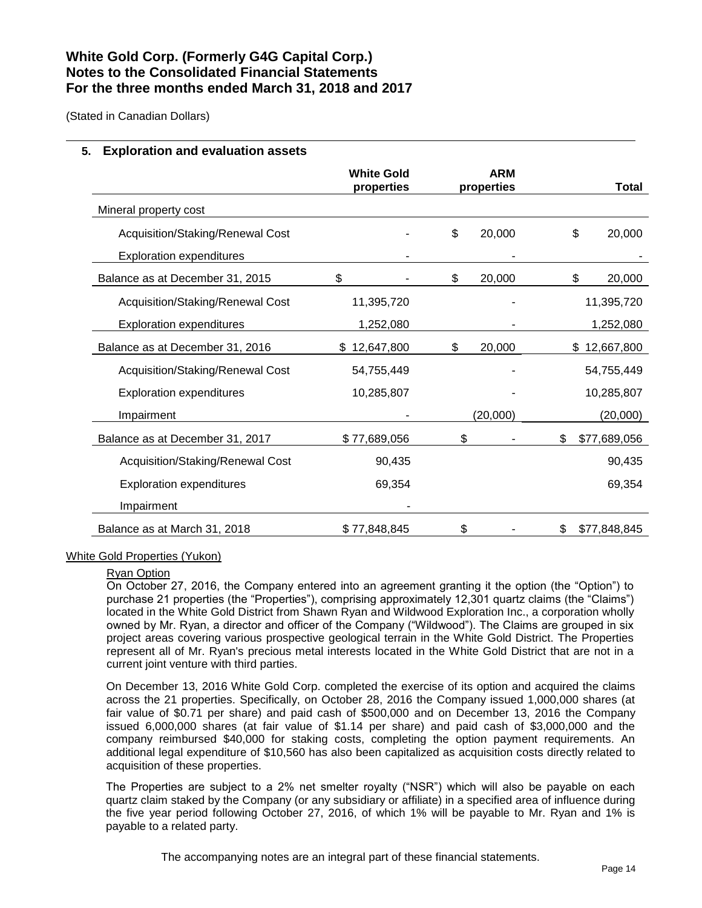# White Gold Corp. (Formerly G4G Capital Corp.)
# Notes to the Consolidated Financial Statements
# For the three months ended March 31, 2018 and 2017

(Stated in Canadian Dollars)

## 5. Exploration and evaluation assets

| | White Gold properties | ARM properties | Total |
|---|---|---|---|
| Mineral property cost | | | |
| Acquisition/Staking/Renewal Cost | - | $ 20,000 | $ 20,000 |
| Exploration expenditures | - | - | - |
| Balance as at December 31, 2015 | $ - | $ 20,000 | $ 20,000 |
| Acquisition/Staking/Renewal Cost | 11,395,720 | - | 11,395,720 |
| Exploration expenditures | 1,252,080 | - | 1,252,080 |
| Balance as at December 31, 2016 | $ 12,647,800 | $ 20,000 | $ 12,667,800 |
| Acquisition/Staking/Renewal Cost | 54,755,449 | - | 54,755,449 |
| Exploration expenditures | 10,285,807 | - | 10,285,807 |
| Impairment | - | (20,000) | (20,000) |
| Balance as at December 31, 2017 | $ 77,689,056 | $ - | $ 77,689,056 |
| Acquisition/Staking/Renewal Cost | 90,435 | | 90,435 |
| Exploration expenditures | 69,354 | | 69,354 |
| Impairment | - | | |
| Balance as at March 31, 2018 | $ 77,848,845 | $ - | $ 77,848,845 |

White Gold Properties (Yukon)

Ryan Option

On October 27, 2016, the Company entered into an agreement granting it the option (the "Option") to purchase 21 properties (the "Properties"), comprising approximately 12,301 quartz claims (the "Claims") located in the White Gold District from Shawn Ryan and Wildwood Exploration Inc., a corporation wholly owned by Mr. Ryan, a director and officer of the Company ("Wildwood"). The Claims are grouped in six project areas covering various prospective geological terrain in the White Gold District. The Properties represent all of Mr. Ryan's precious metal interests located in the White Gold District that are not in a current joint venture with third parties.

On December 13, 2016 White Gold Corp. completed the exercise of its option and acquired the claims across the 21 properties. Specifically, on October 28, 2016 the Company issued 1,000,000 shares (at fair value of $0.71 per share) and paid cash of $500,000 and on December 13, 2016 the Company issued 6,000,000 shares (at fair value of $1.14 per share) and paid cash of $3,000,000 and the company reimbursed $40,000 for staking costs, completing the option payment requirements. An additional legal expenditure of $10,560 has also been capitalized as acquisition costs directly related to acquisition of these properties.

The Properties are subject to a 2% net smelter royalty ("NSR") which will also be payable on each quartz claim staked by the Company (or any subsidiary or affiliate) in a specified area of influence during the five year period following October 27, 2016, of which 1% will be payable to Mr. Ryan and 1% is payable to a related party.

The accompanying notes are an integral part of these financial statements.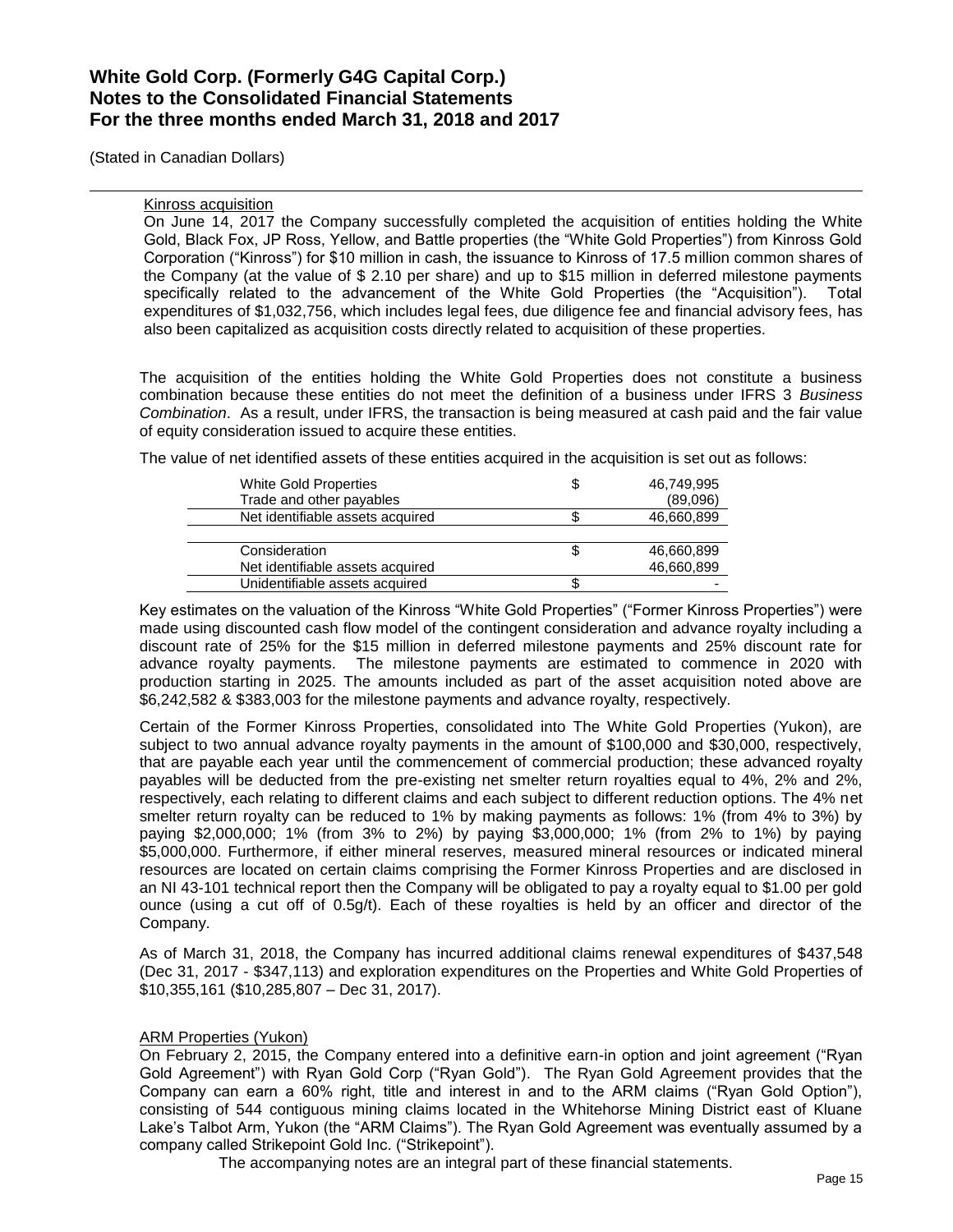Kinross acquisition

On June 14, 2017 the Company successfully completed the acquisition of entities holding the White Gold, Black Fox, JP Ross, Yellow, and Battle properties (the "White Gold Properties") from Kinross Gold Corporation ("Kinross") for $10 million in cash, the issuance to Kinross of 17.5 million common shares of the Company (at the value of $ 2.10 per share) and up to $15 million in deferred milestone payments specifically related to the advancement of the White Gold Properties (the "Acquisition"). Total expenditures of $1,032,756, which includes legal fees, due diligence fee and financial advisory fees, has also been capitalized as acquisition costs directly related to acquisition of these properties.

The acquisition of the entities holding the White Gold Properties does not constitute a business combination because these entities do not meet the definition of a business under IFRS 3 *Business Combination*. As a result, under IFRS, the transaction is being measured at cash paid and the fair value of equity consideration issued to acquire these entities.

The value of net identified assets of these entities acquired in the acquisition is set out as follows:

| | | |
|---|---|---|
| White Gold Properties | $ | 46,749,995 |
| Trade and other payables | | (89,096) |
| Net identifiable assets acquired | $ | 46,660,899 |
| | | |
| Consideration | $ | 46,660,899 |
| Net identifiable assets acquired | | 46,660,899 |
| Unidentifiable assets acquired | $ | - |

Key estimates on the valuation of the Kinross "White Gold Properties" ("Former Kinross Properties") were made using discounted cash flow model of the contingent consideration and advance royalty including a discount rate of 25% for the $15 million in deferred milestone payments and 25% discount rate for advance royalty payments. The milestone payments are estimated to commence in 2020 with production starting in 2025. The amounts included as part of the asset acquisition noted above are $6,242,582 & $383,003 for the milestone payments and advance royalty, respectively.

Certain of the Former Kinross Properties, consolidated into The White Gold Properties (Yukon), are subject to two annual advance royalty payments in the amount of $100,000 and $30,000, respectively, that are payable each year until the commencement of commercial production; these advanced royalty payables will be deducted from the pre-existing net smelter return royalties equal to 4%, 2% and 2%, respectively, each relating to different claims and each subject to different reduction options. The 4% net smelter return royalty can be reduced to 1% by making payments as follows: 1% (from 4% to 3%) by paying $2,000,000; 1% (from 3% to 2%) by paying $3,000,000; 1% (from 2% to 1%) by paying $5,000,000. Furthermore, if either mineral reserves, measured mineral resources or indicated mineral resources are located on certain claims comprising the Former Kinross Properties and are disclosed in an NI 43-101 technical report then the Company will be obligated to pay a royalty equal to $1.00 per gold ounce (using a cut off of 0.5g/t). Each of these royalties is held by an officer and director of the Company.

As of March 31, 2018, the Company has incurred additional claims renewal expenditures of $437,548 (Dec 31, 2017 - $347,113) and exploration expenditures on the Properties and White Gold Properties of $10,355,161 ($10,285,807 – Dec 31, 2017).

ARM Properties (Yukon)

On February 2, 2015, the Company entered into a definitive earn-in option and joint agreement ("Ryan Gold Agreement") with Ryan Gold Corp ("Ryan Gold"). The Ryan Gold Agreement provides that the Company can earn a 60% right, title and interest in and to the ARM claims ("Ryan Gold Option"), consisting of 544 contiguous mining claims located in the Whitehorse Mining District east of Kluane Lake's Talbot Arm, Yukon (the "ARM Claims"). The Ryan Gold Agreement was eventually assumed by a company called Strikepoint Gold Inc. ("Strikepoint").

The accompanying notes are an integral part of these financial statements.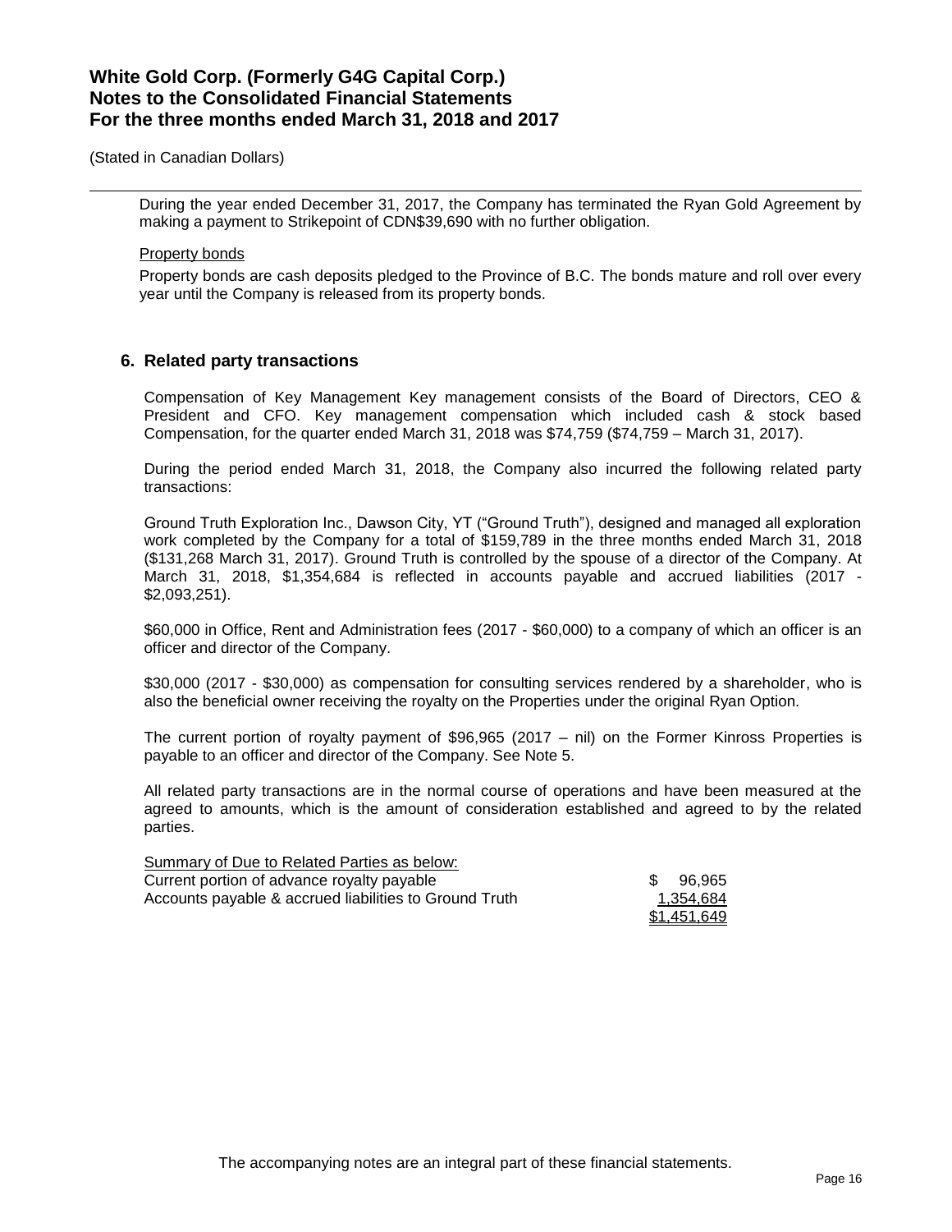During the year ended December 31, 2017, the Company has terminated the Ryan Gold Agreement by making a payment to Strikepoint of CDN$39,690 with no further obligation.

Property bonds

Property bonds are cash deposits pledged to the Province of B.C. The bonds mature and roll over every year until the Company is released from its property bonds.

## 6. Related party transactions

Compensation of Key Management Key management consists of the Board of Directors, CEO & President and CFO. Key management compensation which included cash & stock based Compensation, for the quarter ended March 31, 2018 was $74,759 ($74,759 – March 31, 2017).

During the period ended March 31, 2018, the Company also incurred the following related party transactions:

Ground Truth Exploration Inc., Dawson City, YT ("Ground Truth"), designed and managed all exploration work completed by the Company for a total of $159,789 in the three months ended March 31, 2018 ($131,268 March 31, 2017). Ground Truth is controlled by the spouse of a director of the Company. At March 31, 2018, $1,354,684 is reflected in accounts payable and accrued liabilities (2017 - $2,093,251).

$60,000 in Office, Rent and Administration fees (2017 - $60,000) to a company of which an officer is an officer and director of the Company.

$30,000 (2017 - $30,000) as compensation for consulting services rendered by a shareholder, who is also the beneficial owner receiving the royalty on the Properties under the original Ryan Option.

The current portion of royalty payment of $96,965 (2017 – nil) on the Former Kinross Properties is payable to an officer and director of the Company. See Note 5.

All related party transactions are in the normal course of operations and have been measured at the agreed to amounts, which is the amount of consideration established and agreed to by the related parties.

| Summary of Due to Related Parties as below: | |
|---|---|
| Current portion of advance royalty payable | $ 96,965 |
| Accounts payable & accrued liabilities to Ground Truth | 1,354,684 |
| | $1,451,649 |

The accompanying notes are an integral part of these financial statements.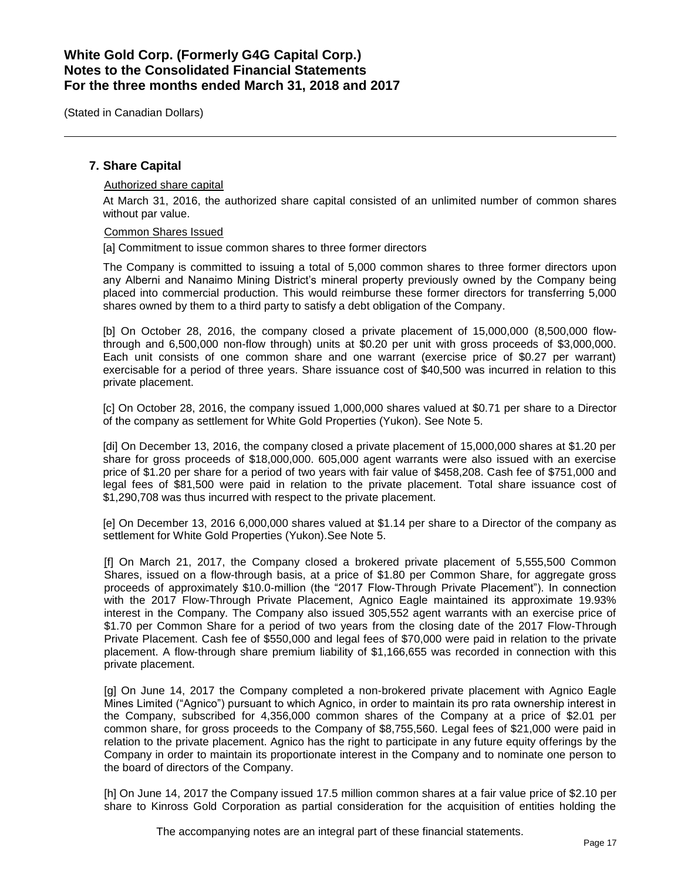## 7. Share Capital

Authorized share capital

At March 31, 2016, the authorized share capital consisted of an unlimited number of common shares without par value.

Common Shares Issued

[a] Commitment to issue common shares to three former directors

The Company is committed to issuing a total of 5,000 common shares to three former directors upon any Alberni and Nanaimo Mining District's mineral property previously owned by the Company being placed into commercial production. This would reimburse these former directors for transferring 5,000 shares owned by them to a third party to satisfy a debt obligation of the Company.

[b] On October 28, 2016, the company closed a private placement of 15,000,000 (8,500,000 flow-through and 6,500,000 non-flow through) units at $0.20 per unit with gross proceeds of $3,000,000. Each unit consists of one common share and one warrant (exercise price of $0.27 per warrant) exercisable for a period of three years. Share issuance cost of $40,500 was incurred in relation to this private placement.

[c] On October 28, 2016, the company issued 1,000,000 shares valued at $0.71 per share to a Director of the company as settlement for White Gold Properties (Yukon). See Note 5.

[di] On December 13, 2016, the company closed a private placement of 15,000,000 shares at $1.20 per share for gross proceeds of $18,000,000. 605,000 agent warrants were also issued with an exercise price of $1.20 per share for a period of two years with fair value of $458,208. Cash fee of $751,000 and legal fees of $81,500 were paid in relation to the private placement. Total share issuance cost of $1,290,708 was thus incurred with respect to the private placement.

[e] On December 13, 2016 6,000,000 shares valued at $1.14 per share to a Director of the company as settlement for White Gold Properties (Yukon).See Note 5.

[f] On March 21, 2017, the Company closed a brokered private placement of 5,555,500 Common Shares, issued on a flow-through basis, at a price of $1.80 per Common Share, for aggregate gross proceeds of approximately $10.0-million (the "2017 Flow-Through Private Placement"). In connection with the 2017 Flow-Through Private Placement, Agnico Eagle maintained its approximate 19.93% interest in the Company. The Company also issued 305,552 agent warrants with an exercise price of $1.70 per Common Share for a period of two years from the closing date of the 2017 Flow-Through Private Placement. Cash fee of $550,000 and legal fees of $70,000 were paid in relation to the private placement. A flow-through share premium liability of $1,166,655 was recorded in connection with this private placement.

[g] On June 14, 2017 the Company completed a non-brokered private placement with Agnico Eagle Mines Limited ("Agnico") pursuant to which Agnico, in order to maintain its pro rata ownership interest in the Company, subscribed for 4,356,000 common shares of the Company at a price of $2.01 per common share, for gross proceeds to the Company of $8,755,560. Legal fees of $21,000 were paid in relation to the private placement. Agnico has the right to participate in any future equity offerings by the Company in order to maintain its proportionate interest in the Company and to nominate one person to the board of directors of the Company.

[h] On June 14, 2017 the Company issued 17.5 million common shares at a fair value price of $2.10 per share to Kinross Gold Corporation as partial consideration for the acquisition of entities holding the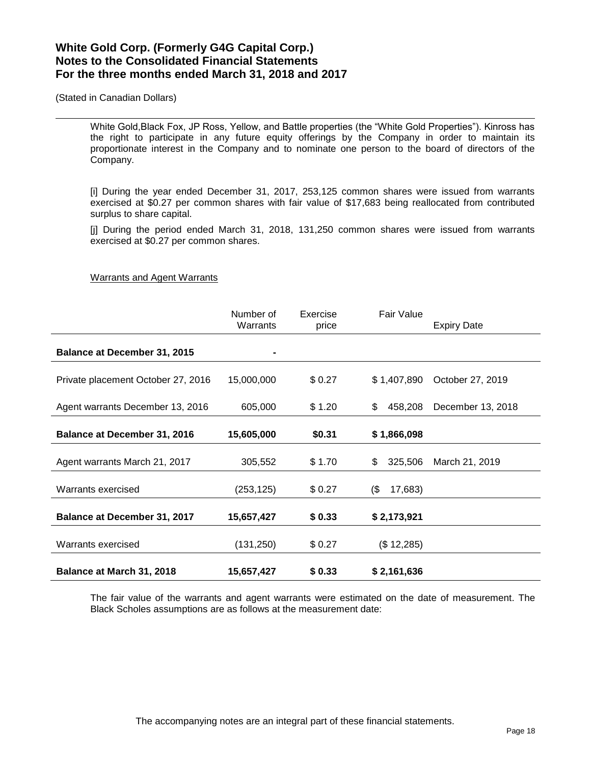White Gold,Black Fox, JP Ross, Yellow, and Battle properties (the "White Gold Properties"). Kinross has the right to participate in any future equity offerings by the Company in order to maintain its proportionate interest in the Company and to nominate one person to the board of directors of the Company.

[i] During the year ended December 31, 2017, 253,125 common shares were issued from warrants exercised at $0.27 per common shares with fair value of $17,683 being reallocated from contributed surplus to share capital.

[j] During the period ended March 31, 2018, 131,250 common shares were issued from warrants exercised at $0.27 per common shares.

Warrants and Agent Warrants

| | Number of Warrants | Exercise price | Fair Value | Expiry Date |
|---|---|---|---|---|
| **Balance at December 31, 2015** | **-** | | | |
| Private placement October 27, 2016 | 15,000,000 | $ 0.27 | $ 1,407,890 | October 27, 2019 |
| Agent warrants December 13, 2016 | 605,000 | $ 1.20 | $ 458,208 | December 13, 2018 |
| **Balance at December 31, 2016** | **15,605,000** | **$0.31** | **$ 1,866,098** | |
| Agent warrants March 21, 2017 | 305,552 | $ 1.70 | $ 325,506 | March 21, 2019 |
| Warrants exercised | (253,125) | $ 0.27 | ($ 17,683) | |
| **Balance at December 31, 2017** | **15,657,427** | **$ 0.33** | **$ 2,173,921** | |
| Warrants exercised | (131,250) | $ 0.27 | ($ 12,285) | |
| **Balance at March 31, 2018** | **15,657,427** | **$ 0.33** | **$ 2,161,636** | |

The fair value of the warrants and agent warrants were estimated on the date of measurement. The Black Scholes assumptions are as follows at the measurement date:

The accompanying notes are an integral part of these financial statements.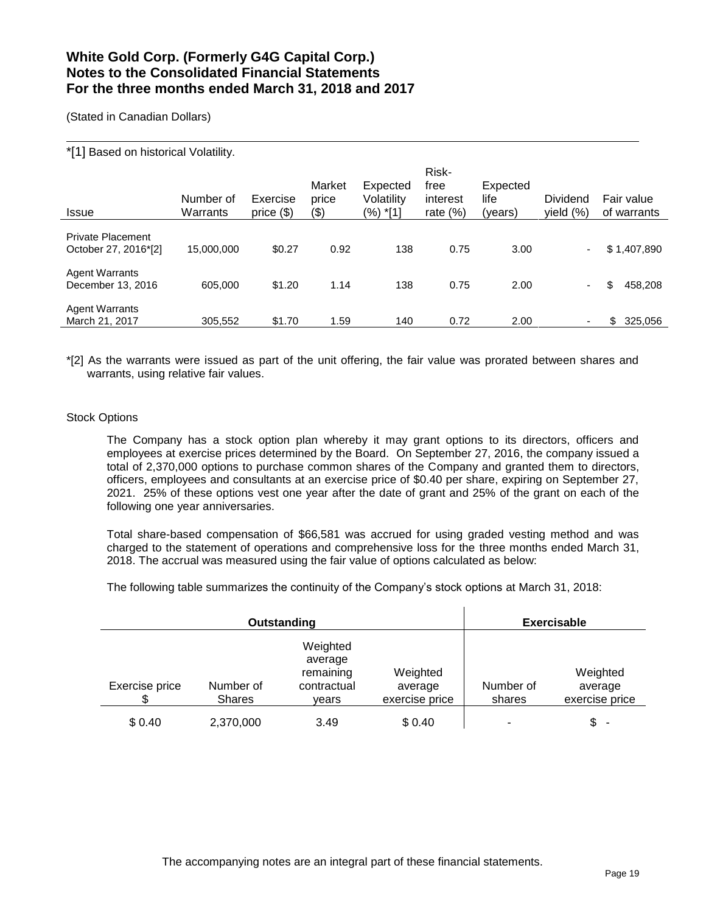*[1] Based on historical Volatility.

| Issue | Number of Warrants | Exercise price ($) | Market price ($) | Expected Volatility (%) *[1] | Risk-free interest rate (%) | Expected life (years) | Dividend yield (%) | Fair value of warrants |
|---|---|---|---|---|---|---|---|---|
| Private Placement October 27, 2016*[2] | 15,000,000 | $0.27 | 0.92 | 138 | 0.75 | 3.00 | - | $ 1,407,890 |
| Agent Warrants December 13, 2016 | 605,000 | $1.20 | 1.14 | 138 | 0.75 | 2.00 | - | $ 458,208 |
| Agent Warrants March 21, 2017 | 305,552 | $1.70 | 1.59 | 140 | 0.72 | 2.00 | - | $ 325,056 |

*[2] As the warrants were issued as part of the unit offering, the fair value was prorated between shares and warrants, using relative fair values.

Stock Options

The Company has a stock option plan whereby it may grant options to its directors, officers and employees at exercise prices determined by the Board. On September 27, 2016, the company issued a total of 2,370,000 options to purchase common shares of the Company and granted them to directors, officers, employees and consultants at an exercise price of $0.40 per share, expiring on September 27, 2021. 25% of these options vest one year after the date of grant and 25% of the grant on each of the following one year anniversaries.

Total share-based compensation of $66,581 was accrued for using graded vesting method and was charged to the statement of operations and comprehensive loss for the three months ended March 31, 2018. The accrual was measured using the fair value of options calculated as below:

The following table summarizes the continuity of the Company's stock options at March 31, 2018:

| Outstanding | | | | Exercisable | |
|---|---|---|---|---|---|
| Exercise price $ | Number of Shares | Weighted average remaining contractual years | Weighted average exercise price | Number of shares | Weighted average exercise price |
| $ 0.40 | 2,370,000 | 3.49 | $ 0.40 | - | $ - |

The accompanying notes are an integral part of these financial statements.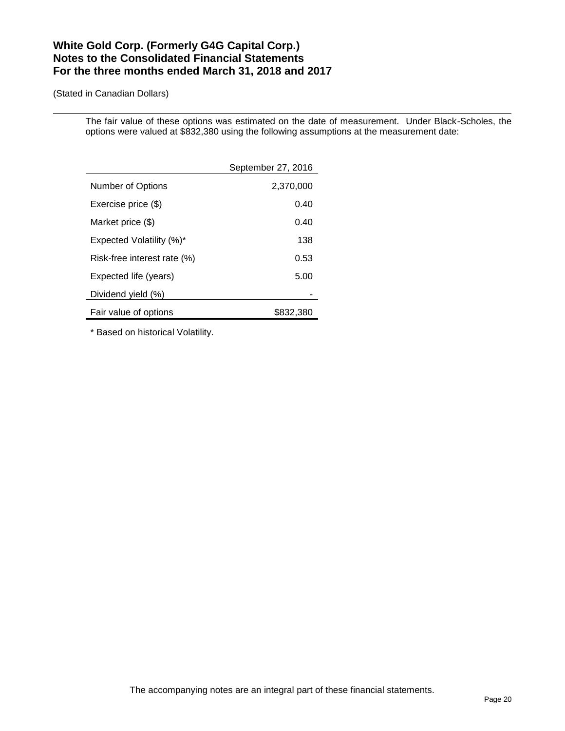The fair value of these options was estimated on the date of measurement. Under Black-Scholes, the options were valued at $832,380 using the following assumptions at the measurement date:

| | September 27, 2016 |
|---|---|
| Number of Options | 2,370,000 |
| Exercise price ($) | 0.40 |
| Market price ($) | 0.40 |
| Expected Volatility (%)* | 138 |
| Risk-free interest rate (%) | 0.53 |
| Expected life (years) | 5.00 |
| Dividend yield (%) | - |
| Fair value of options | $832,380 |

* Based on historical Volatility.

The accompanying notes are an integral part of these financial statements.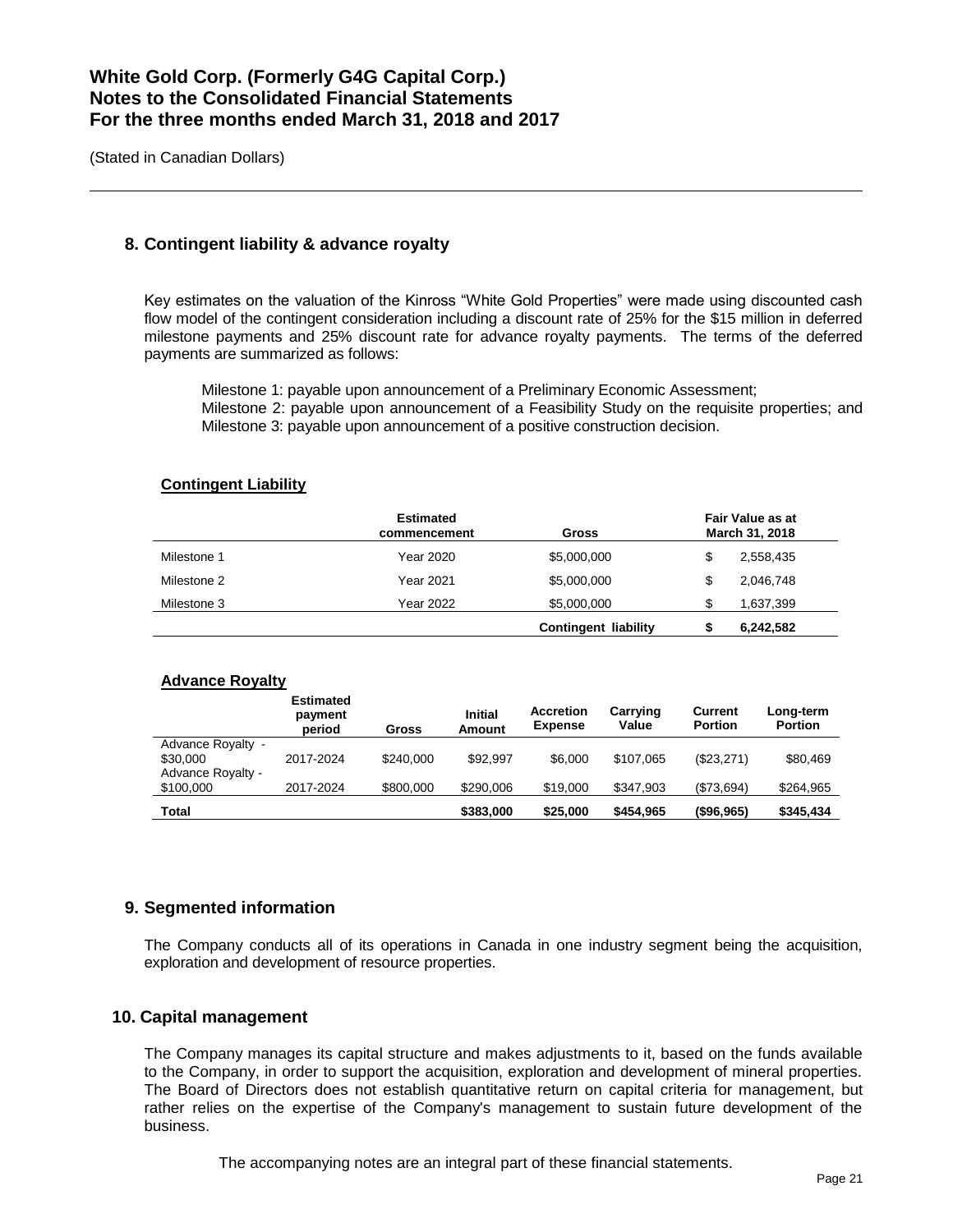## 8. Contingent liability & advance royalty

Key estimates on the valuation of the Kinross "White Gold Properties" were made using discounted cash flow model of the contingent consideration including a discount rate of 25% for the $15 million in deferred milestone payments and 25% discount rate for advance royalty payments. The terms of the deferred payments are summarized as follows:

Milestone 1: payable upon announcement of a Preliminary Economic Assessment;
Milestone 2: payable upon announcement of a Feasibility Study on the requisite properties; and
Milestone 3: payable upon announcement of a positive construction decision.

**Contingent Liability**

| | Estimated commencement | Gross | Fair Value as at March 31, 2018 |
|---|---|---|---|
| Milestone 1 | Year 2020 | $5,000,000 | $ 2,558,435 |
| Milestone 2 | Year 2021 | $5,000,000 | $ 2,046,748 |
| Milestone 3 | Year 2022 | $5,000,000 | $ 1,637,399 |
| | | **Contingent liability** | **$ 6,242,582** |

**Advance Royalty**

| | Estimated payment period | Gross | Initial Amount | Accretion Expense | Carrying Value | Current Portion | Long-term Portion |
|---|---|---|---|---|---|---|---|
| Advance Royalty - $30,000 | 2017-2024 | $240,000 | $92,997 | $6,000 | $107,065 | ($23,271) | $80,469 |
| Advance Royalty - $100,000 | 2017-2024 | $800,000 | $290,006 | $19,000 | $347,903 | ($73,694) | $264,965 |
| **Total** | | | **$383,000** | **$25,000** | **$454,965** | **($96,965)** | **$345,434** |

## 9. Segmented information

The Company conducts all of its operations in Canada in one industry segment being the acquisition, exploration and development of resource properties.

## 10. Capital management

The Company manages its capital structure and makes adjustments to it, based on the funds available to the Company, in order to support the acquisition, exploration and development of mineral properties. The Board of Directors does not establish quantitative return on capital criteria for management, but rather relies on the expertise of the Company's management to sustain future development of the business.

The accompanying notes are an integral part of these financial statements.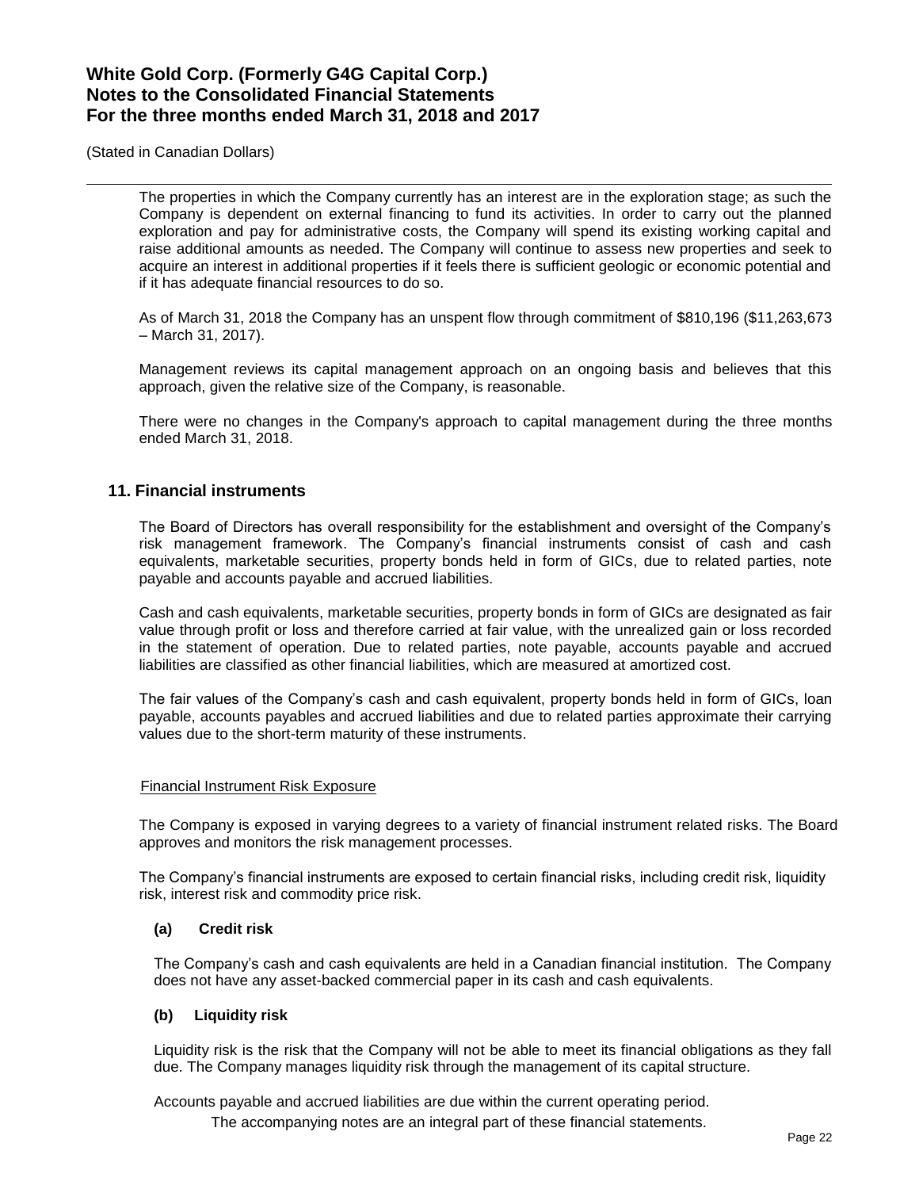The properties in which the Company currently has an interest are in the exploration stage; as such the Company is dependent on external financing to fund its activities. In order to carry out the planned exploration and pay for administrative costs, the Company will spend its existing working capital and raise additional amounts as needed. The Company will continue to assess new properties and seek to acquire an interest in additional properties if it feels there is sufficient geologic or economic potential and if it has adequate financial resources to do so.

As of March 31, 2018 the Company has an unspent flow through commitment of $810,196 ($11,263,673 – March 31, 2017).

Management reviews its capital management approach on an ongoing basis and believes that this approach, given the relative size of the Company, is reasonable.

There were no changes in the Company's approach to capital management during the three months ended March 31, 2018.

## 11. Financial instruments

The Board of Directors has overall responsibility for the establishment and oversight of the Company's risk management framework. The Company's financial instruments consist of cash and cash equivalents, marketable securities, property bonds held in form of GICs, due to related parties, note payable and accounts payable and accrued liabilities.

Cash and cash equivalents, marketable securities, property bonds in form of GICs are designated as fair value through profit or loss and therefore carried at fair value, with the unrealized gain or loss recorded in the statement of operation. Due to related parties, note payable, accounts payable and accrued liabilities are classified as other financial liabilities, which are measured at amortized cost.

The fair values of the Company's cash and cash equivalent, property bonds held in form of GICs, loan payable, accounts payables and accrued liabilities and due to related parties approximate their carrying values due to the short-term maturity of these instruments.

Financial Instrument Risk Exposure

The Company is exposed in varying degrees to a variety of financial instrument related risks. The Board approves and monitors the risk management processes.

The Company's financial instruments are exposed to certain financial risks, including credit risk, liquidity risk, interest risk and commodity price risk.

### (a) Credit risk

The Company's cash and cash equivalents are held in a Canadian financial institution. The Company does not have any asset-backed commercial paper in its cash and cash equivalents.

### (b) Liquidity risk

Liquidity risk is the risk that the Company will not be able to meet its financial obligations as they fall due. The Company manages liquidity risk through the management of its capital structure.

Accounts payable and accrued liabilities are due within the current operating period.

The accompanying notes are an integral part of these financial statements.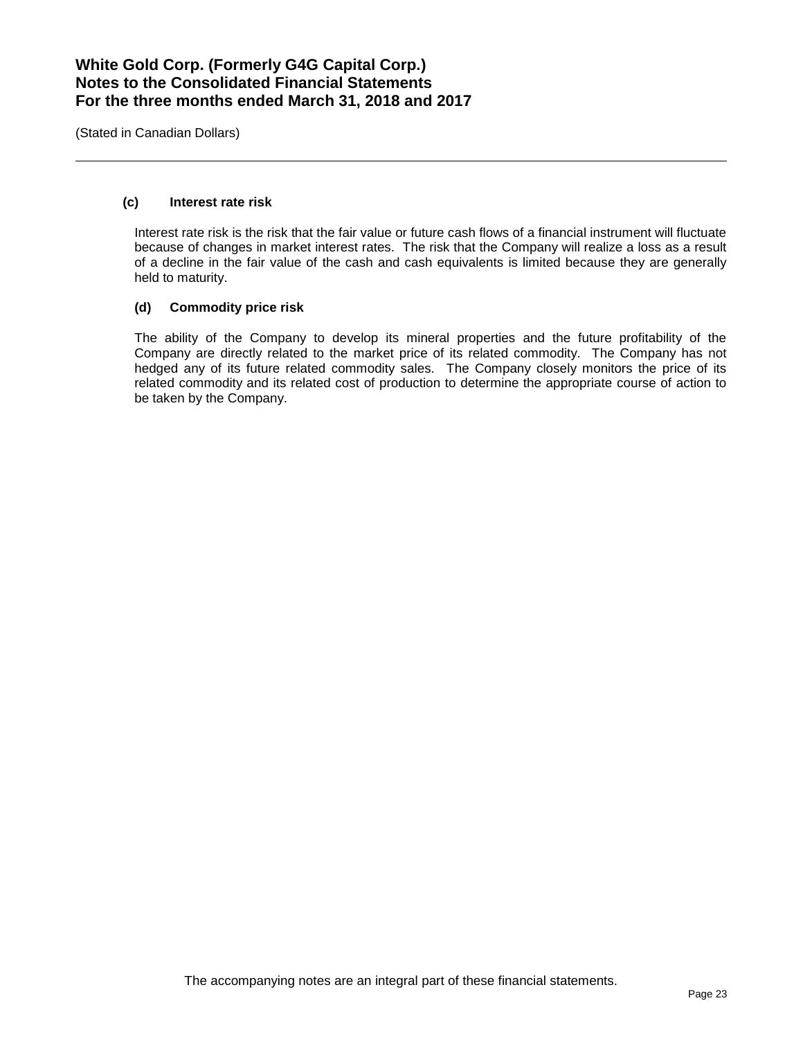**(c) Interest rate risk**

Interest rate risk is the risk that the fair value or future cash flows of a financial instrument will fluctuate because of changes in market interest rates. The risk that the Company will realize a loss as a result of a decline in the fair value of the cash and cash equivalents is limited because they are generally held to maturity.

**(d) Commodity price risk**

The ability of the Company to develop its mineral properties and the future profitability of the Company are directly related to the market price of its related commodity. The Company has not hedged any of its future related commodity sales. The Company closely monitors the price of its related commodity and its related cost of production to determine the appropriate course of action to be taken by the Company.